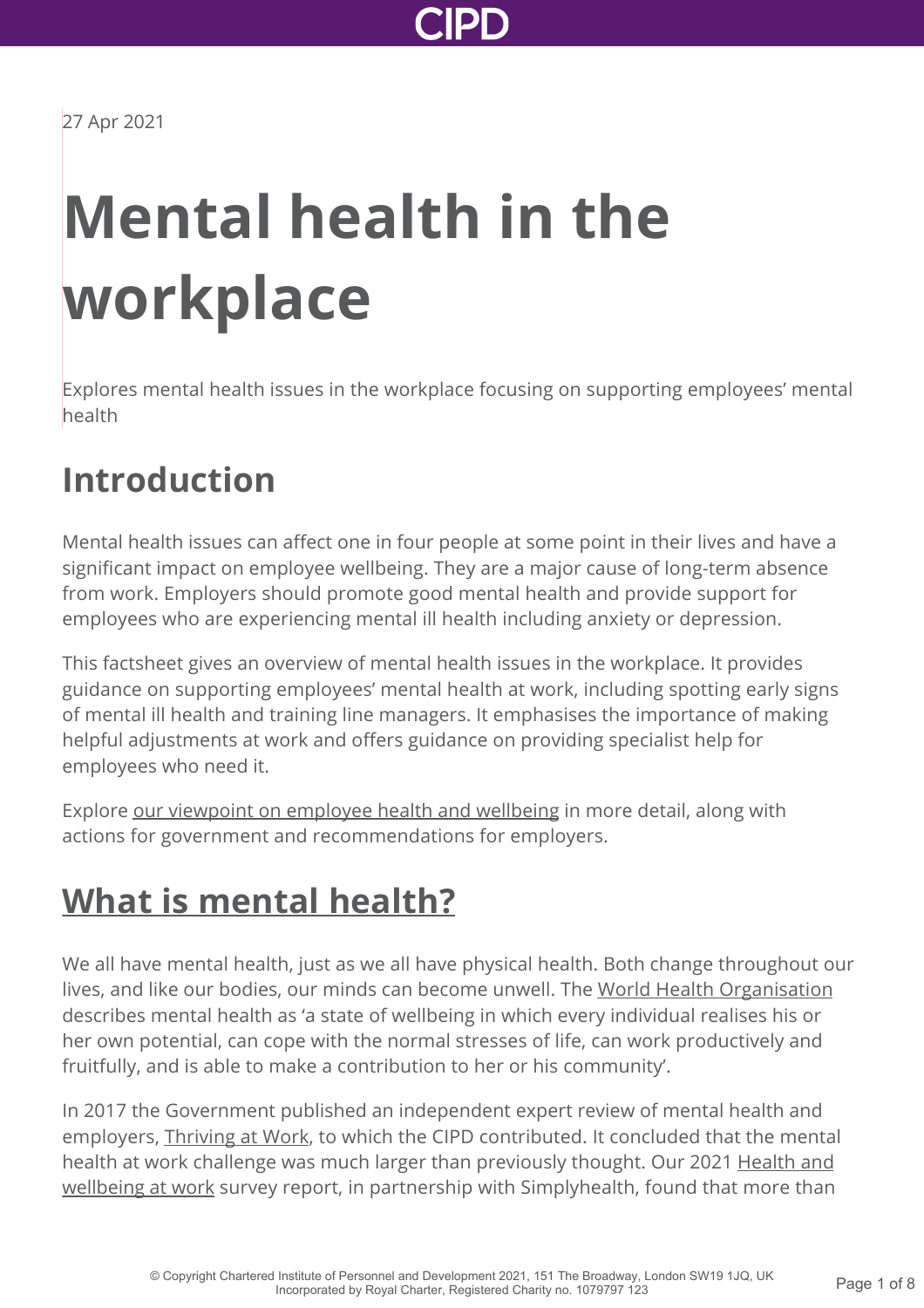27 Apr 2021

# Mental health in the workplace

Explores mental health issues in the workplace focusing on supporting employees' mental health

## Introduction

Mental health issues can affect one in four people at some point in their lives and have a significant impact on employee wellbeing. They are a major cause of long-term absence from work. Employers should promote good mental health and provide support for employees who are experiencing mental ill health including anxiety or depression.

This factsheet gives an overview of mental health issues in the workplace. It provides guidance on supporting employees' mental health at work, including spotting early signs of mental ill health and training line managers. It emphasises the importance of making helpful adjustments at work and offers guidance on providing specialist help for employees who need it.

Explore our viewpoint on employee health and wellbeing in more detail, along with actions for government and recommendations for employers.

## What is mental health?

We all have mental health, just as we all have physical health. Both change throughout our lives, and like our bodies, our minds can become unwell. The World Health Organisation describes mental health as 'a state of wellbeing in which every individual realises his or her own potential, can cope with the normal stresses of life, can work productively and fruitfully, and is able to make a contribution to her or his community'.

In 2017 the Government published an independent expert review of mental health and employers, Thriving at Work, to which the CIPD contributed. It concluded that the mental health at work challenge was much larger than previously thought. Our 2021 Health and wellbeing at work survey report, in partnership with Simplyhealth, found that more than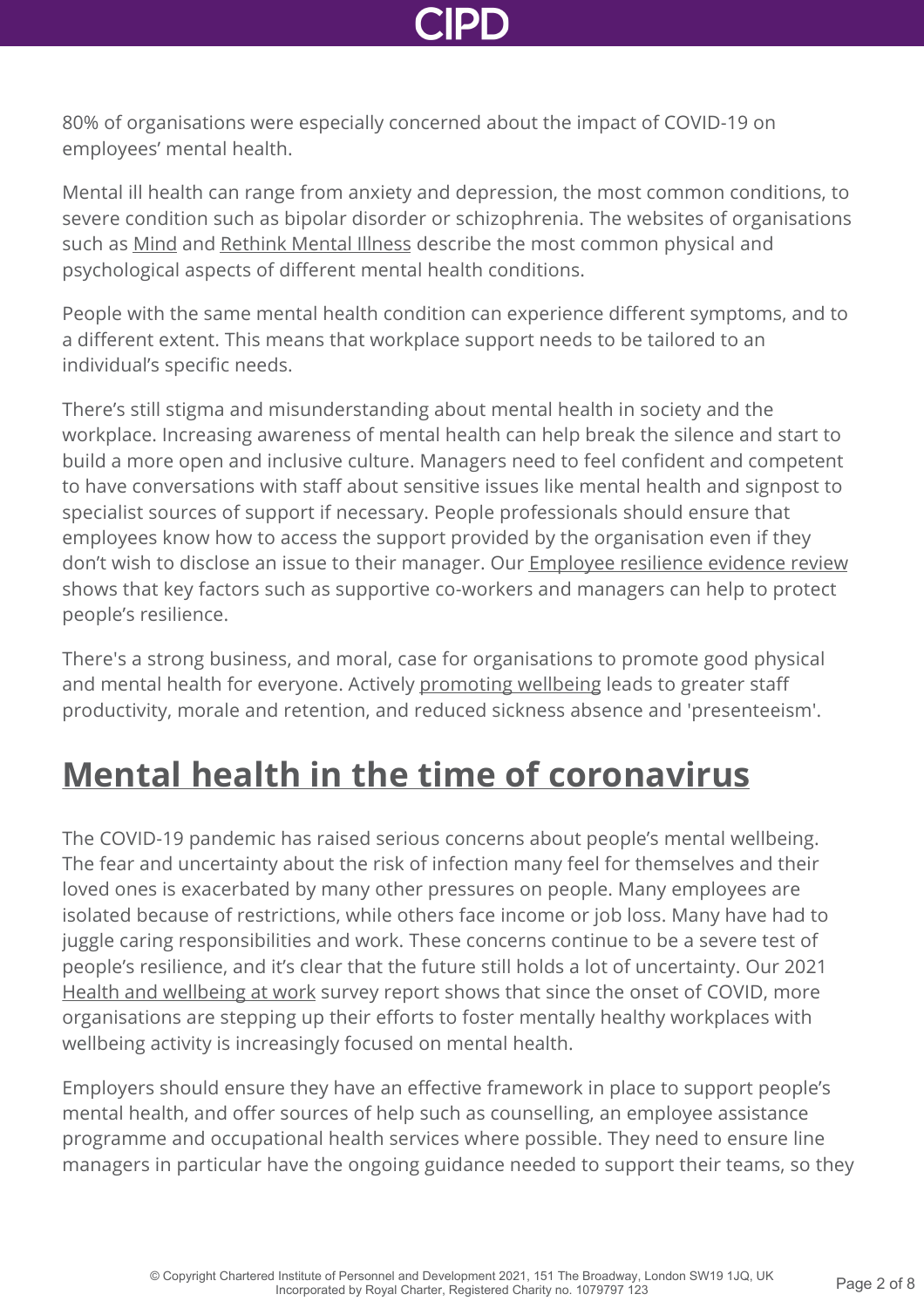80% of organisations were especially concerned about the impact of COVID-19 on employees' mental health.

Mental ill health can range from anxiety and depression, the most common conditions, to severe condition such as bipolar disorder or schizophrenia. The websites of organisations such as Mind and Rethink Mental Illness describe the most common physical and psychological aspects of different mental health conditions.

People with the same mental health condition can experience different symptoms, and to a different extent. This means that workplace support needs to be tailored to an individual's specific needs.

There's still stigma and misunderstanding about mental health in society and the workplace. Increasing awareness of mental health can help break the silence and start to build a more open and inclusive culture. Managers need to feel confident and competent to have conversations with staff about sensitive issues like mental health and signpost to specialist sources of support if necessary. People professionals should ensure that employees know how to access the support provided by the organisation even if they don't wish to disclose an issue to their manager. Our Employee resilience evidence review shows that key factors such as supportive co-workers and managers can help to protect people's resilience.

There's a strong business, and moral, case for organisations to promote good physical and mental health for everyone. Actively promoting wellbeing leads to greater staff productivity, morale and retention, and reduced sickness absence and 'presenteeism'.

## Mental health in the time of coronavirus

The COVID-19 pandemic has raised serious concerns about people's mental wellbeing. The fear and uncertainty about the risk of infection many feel for themselves and their loved ones is exacerbated by many other pressures on people. Many employees are isolated because of restrictions, while others face income or job loss. Many have had to juggle caring responsibilities and work. These concerns continue to be a severe test of people's resilience, and it's clear that the future still holds a lot of uncertainty. Our 2021 Health and wellbeing at work survey report shows that since the onset of COVID, more organisations are stepping up their efforts to foster mentally healthy workplaces with wellbeing activity is increasingly focused on mental health.

Employers should ensure they have an effective framework in place to support people's mental health, and offer sources of help such as counselling, an employee assistance programme and occupational health services where possible. They need to ensure line managers in particular have the ongoing guidance needed to support their teams, so they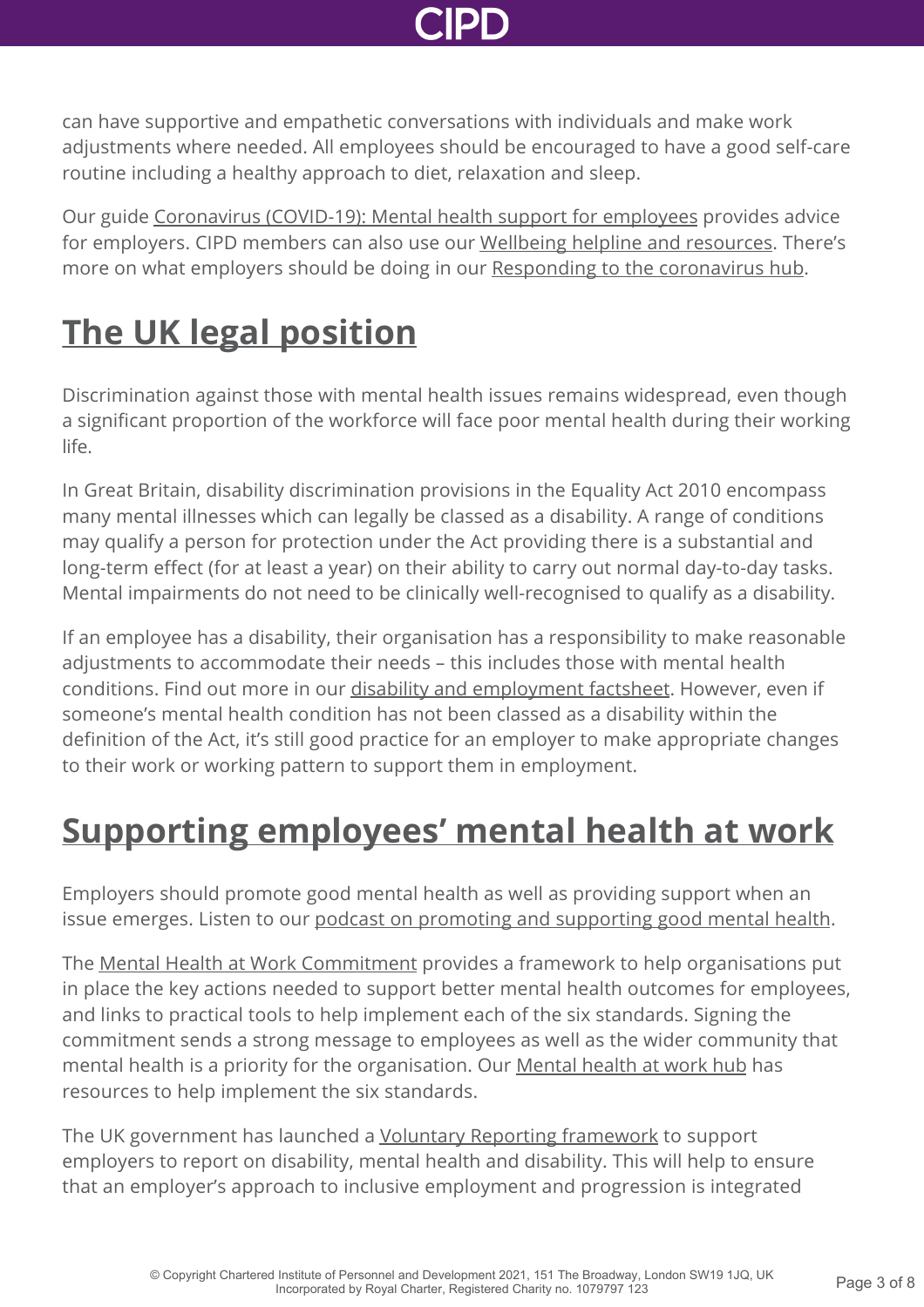can have supportive and empathetic conversations with individuals and make work adjustments where needed. All employees should be encouraged to have a good self-care routine including a healthy approach to diet, relaxation and sleep.

Our guide Coronavirus (COVID-19): Mental health support for employees provides advice for employers. CIPD members can also use our Wellbeing helpline and resources. There's more on what employers should be doing in our Responding to the coronavirus hub.

## The UK legal position

Discrimination against those with mental health issues remains widespread, even though a significant proportion of the workforce will face poor mental health during their working life.

In Great Britain, disability discrimination provisions in the Equality Act 2010 encompass many mental illnesses which can legally be classed as a disability. A range of conditions may qualify a person for protection under the Act providing there is a substantial and long-term effect (for at least a year) on their ability to carry out normal day-to-day tasks. Mental impairments do not need to be clinically well-recognised to qualify as a disability.

If an employee has a disability, their organisation has a responsibility to make reasonable adjustments to accommodate their needs – this includes those with mental health conditions. Find out more in our disability and employment factsheet. However, even if someone's mental health condition has not been classed as a disability within the definition of the Act, it's still good practice for an employer to make appropriate changes to their work or working pattern to support them in employment.

## Supporting employees' mental health at work

Employers should promote good mental health as well as providing support when an issue emerges. Listen to our podcast on promoting and supporting good mental health.

The Mental Health at Work Commitment provides a framework to help organisations put in place the key actions needed to support better mental health outcomes for employees, and links to practical tools to help implement each of the six standards. Signing the commitment sends a strong message to employees as well as the wider community that mental health is a priority for the organisation. Our Mental health at work hub has resources to help implement the six standards.

The UK government has launched a Voluntary Reporting framework to support employers to report on disability, mental health and disability. This will help to ensure that an employer's approach to inclusive employment and progression is integrated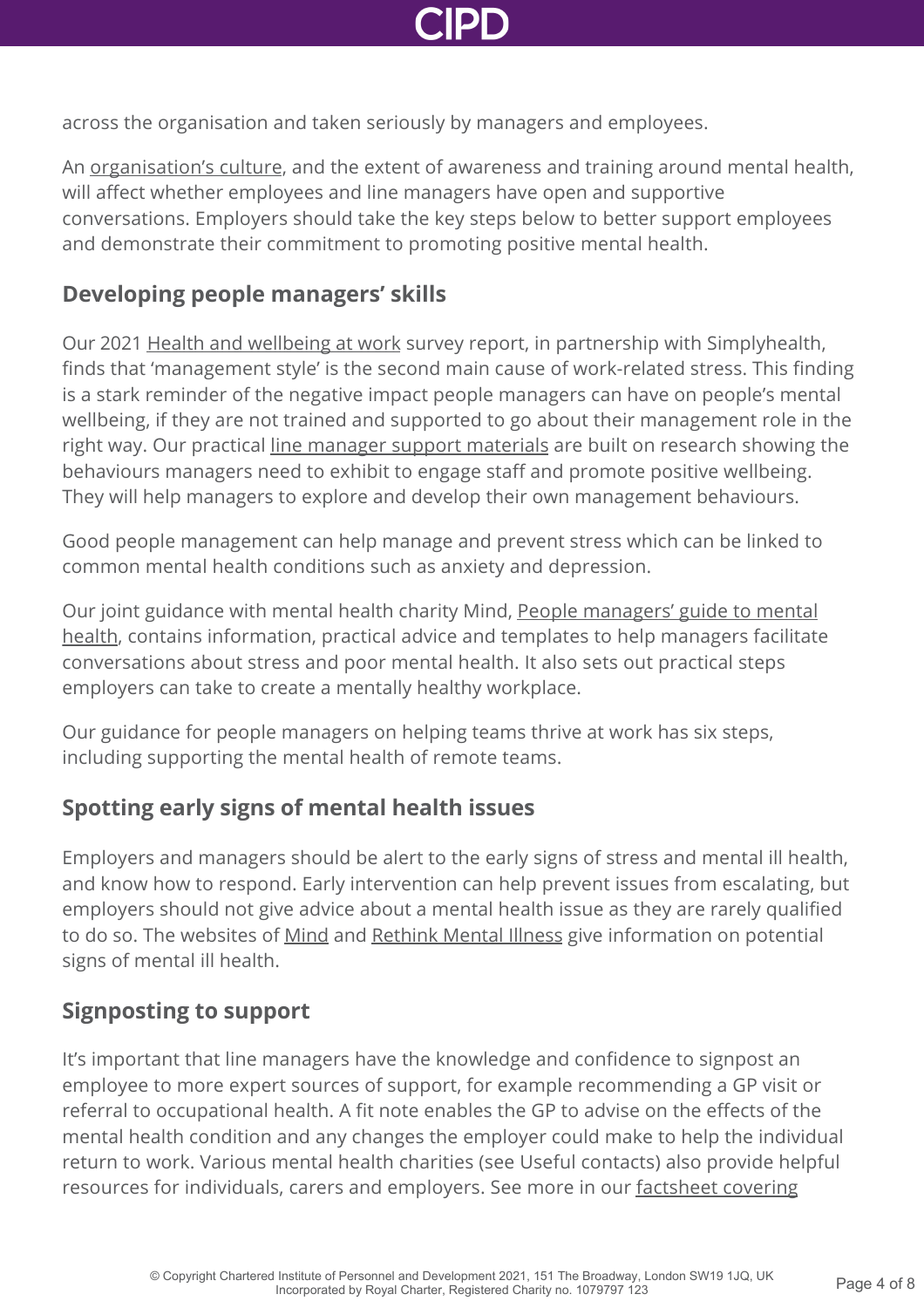across the organisation and taken seriously by managers and employees.

An organisation's culture, and the extent of awareness and training around mental health, will affect whether employees and line managers have open and supportive conversations. Employers should take the key steps below to better support employees and demonstrate their commitment to promoting positive mental health.

## Developing people managers' skills

Our 2021 Health and wellbeing at work survey report, in partnership with Simplyhealth, finds that 'management style' is the second main cause of work-related stress. This finding is a stark reminder of the negative impact people managers can have on people's mental wellbeing, if they are not trained and supported to go about their management role in the right way. Our practical line manager support materials are built on research showing the behaviours managers need to exhibit to engage staff and promote positive wellbeing. They will help managers to explore and develop their own management behaviours.

Good people management can help manage and prevent stress which can be linked to common mental health conditions such as anxiety and depression.

Our joint guidance with mental health charity Mind, People managers' guide to mental health, contains information, practical advice and templates to help managers facilitate conversations about stress and poor mental health. It also sets out practical steps employers can take to create a mentally healthy workplace.

Our guidance for people managers on helping teams thrive at work has six steps, including supporting the mental health of remote teams.

## Spotting early signs of mental health issues

Employers and managers should be alert to the early signs of stress and mental ill health, and know how to respond. Early intervention can help prevent issues from escalating, but employers should not give advice about a mental health issue as they are rarely qualified to do so. The websites of Mind and Rethink Mental Illness give information on potential signs of mental ill health.

## Signposting to support

It's important that line managers have the knowledge and confidence to signpost an employee to more expert sources of support, for example recommending a GP visit or referral to occupational health. A fit note enables the GP to advise on the effects of the mental health condition and any changes the employer could make to help the individual return to work. Various mental health charities (see Useful contacts) also provide helpful resources for individuals, carers and employers. See more in our factsheet covering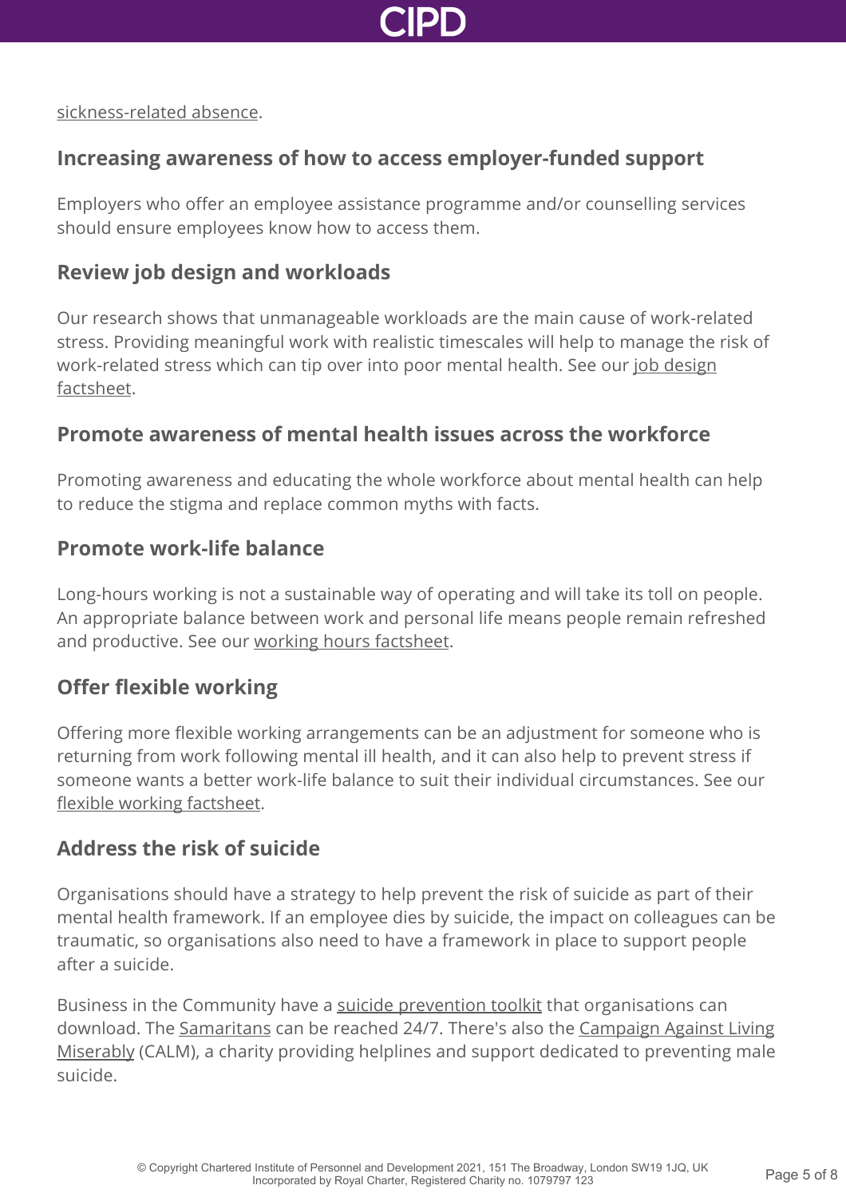sickness-related absence.

### Increasing awareness of how to access employer-funded support

Employers who offer an employee assistance programme and/or counselling services should ensure employees know how to access them.

### Review job design and workloads

Our research shows that unmanageable workloads are the main cause of work-related stress. Providing meaningful work with realistic timescales will help to manage the risk of work-related stress which can tip over into poor mental health. See our job design factsheet.

### Promote awareness of mental health issues across the workforce

Promoting awareness and educating the whole workforce about mental health can help to reduce the stigma and replace common myths with facts.

### Promote work-life balance

Long-hours working is not a sustainable way of operating and will take its toll on people. An appropriate balance between work and personal life means people remain refreshed and productive. See our working hours factsheet.

### Offer flexible working

Offering more flexible working arrangements can be an adjustment for someone who is returning from work following mental ill health, and it can also help to prevent stress if someone wants a better work-life balance to suit their individual circumstances. See our flexible working factsheet.

### Address the risk of suicide

Organisations should have a strategy to help prevent the risk of suicide as part of their mental health framework. If an employee dies by suicide, the impact on colleagues can be traumatic, so organisations also need to have a framework in place to support people after a suicide.

Business in the Community have a suicide prevention toolkit that organisations can download. The Samaritans can be reached 24/7. There's also the Campaign Against Living Miserably (CALM), a charity providing helplines and support dedicated to preventing male suicide.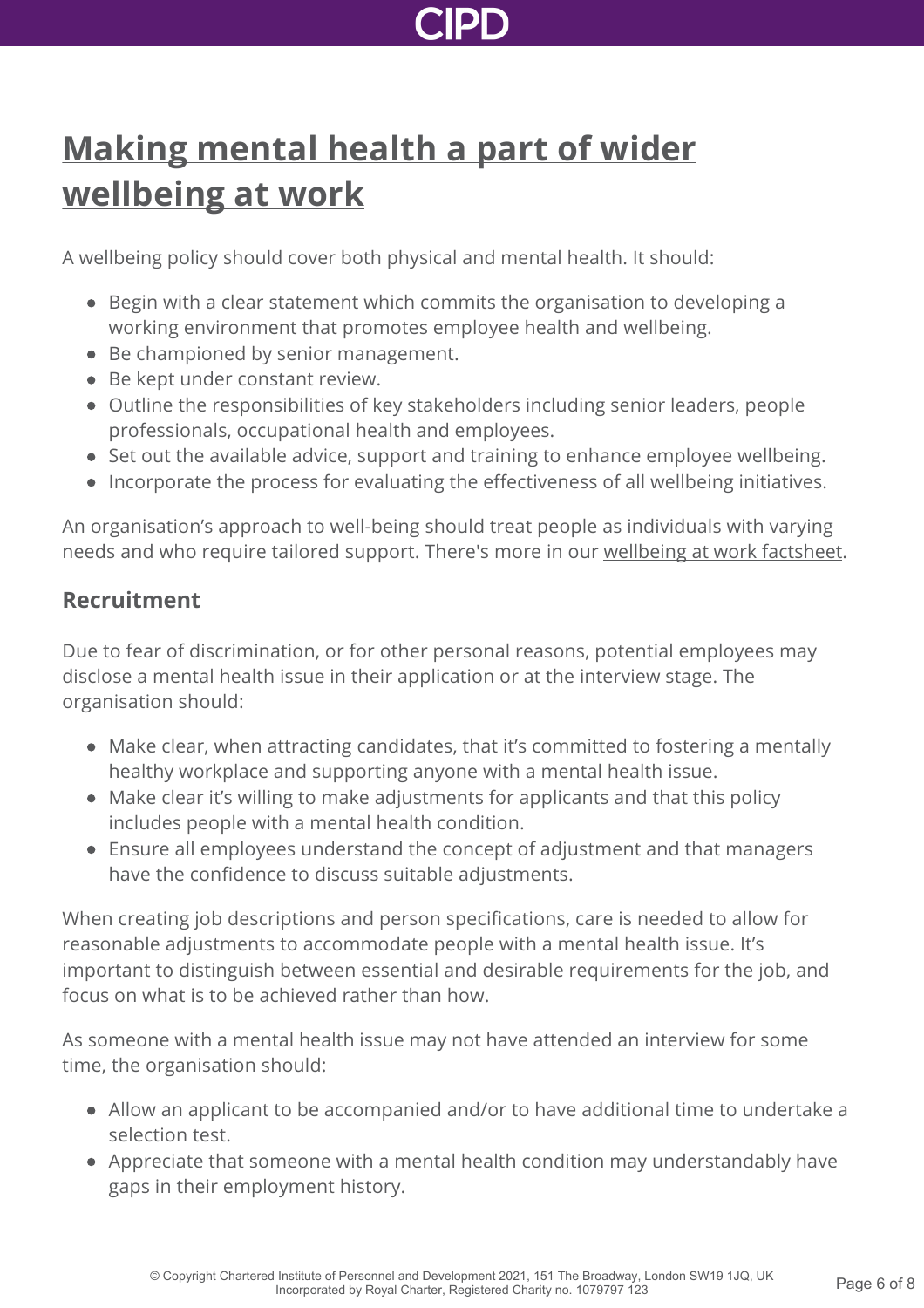## Making mental health a part of wider wellbeing at work

A wellbeing policy should cover both physical and mental health. It should:

- Begin with a clear statement which commits the organisation to developing a working environment that promotes employee health and wellbeing.
- Be championed by senior management.
- Be kept under constant review.
- Outline the responsibilities of key stakeholders including senior leaders, people professionals, occupational health and employees.
- Set out the available advice, support and training to enhance employee wellbeing.
- Incorporate the process for evaluating the effectiveness of all wellbeing initiatives.

An organisation's approach to well-being should treat people as individuals with varying needs and who require tailored support. There's more in our wellbeing at work factsheet.

### Recruitment

Due to fear of discrimination, or for other personal reasons, potential employees may disclose a mental health issue in their application or at the interview stage. The organisation should:

- Make clear, when attracting candidates, that it's committed to fostering a mentally healthy workplace and supporting anyone with a mental health issue.
- Make clear it's willing to make adjustments for applicants and that this policy includes people with a mental health condition.
- Ensure all employees understand the concept of adjustment and that managers have the confidence to discuss suitable adjustments.

When creating job descriptions and person specifications, care is needed to allow for reasonable adjustments to accommodate people with a mental health issue. It's important to distinguish between essential and desirable requirements for the job, and focus on what is to be achieved rather than how.

As someone with a mental health issue may not have attended an interview for some time, the organisation should:

- Allow an applicant to be accompanied and/or to have additional time to undertake a selection test.
- Appreciate that someone with a mental health condition may understandably have gaps in their employment history.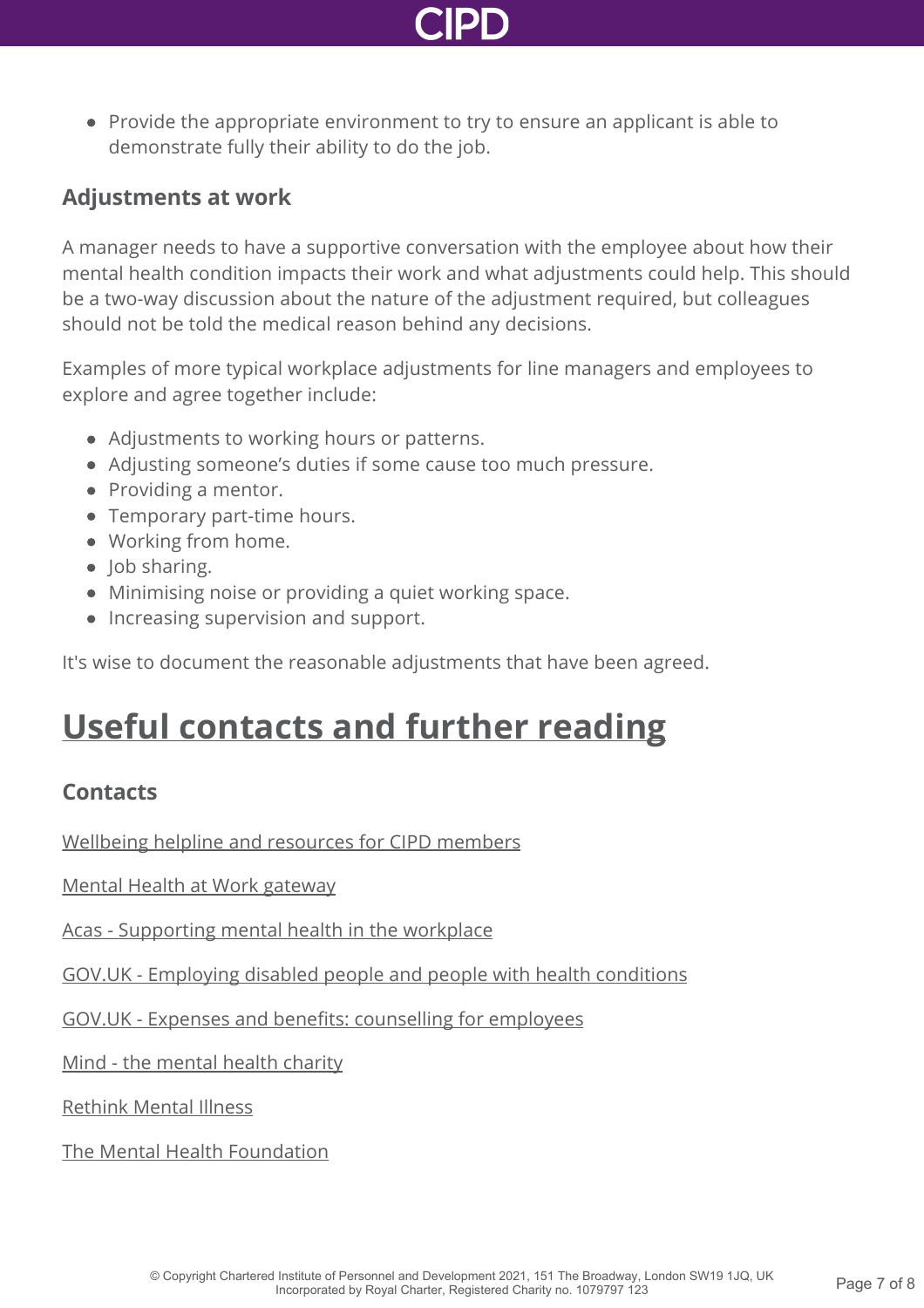- Provide the appropriate environment to try to ensure an applicant is able to demonstrate fully their ability to do the job.

### Adjustments at work

A manager needs to have a supportive conversation with the employee about how their mental health condition impacts their work and what adjustments could help. This should be a two-way discussion about the nature of the adjustment required, but colleagues should not be told the medical reason behind any decisions.

Examples of more typical workplace adjustments for line managers and employees to explore and agree together include:

- Adjustments to working hours or patterns.
- Adjusting someone's duties if some cause too much pressure.
- Providing a mentor.
- Temporary part-time hours.
- Working from home.
- Job sharing.
- Minimising noise or providing a quiet working space.
- Increasing supervision and support.

It's wise to document the reasonable adjustments that have been agreed.

## Useful contacts and further reading

### Contacts

Wellbeing helpline and resources for CIPD members

Mental Health at Work gateway

Acas - Supporting mental health in the workplace

GOV.UK - Employing disabled people and people with health conditions

GOV.UK - Expenses and benefits: counselling for employees

Mind - the mental health charity

Rethink Mental Illness

The Mental Health Foundation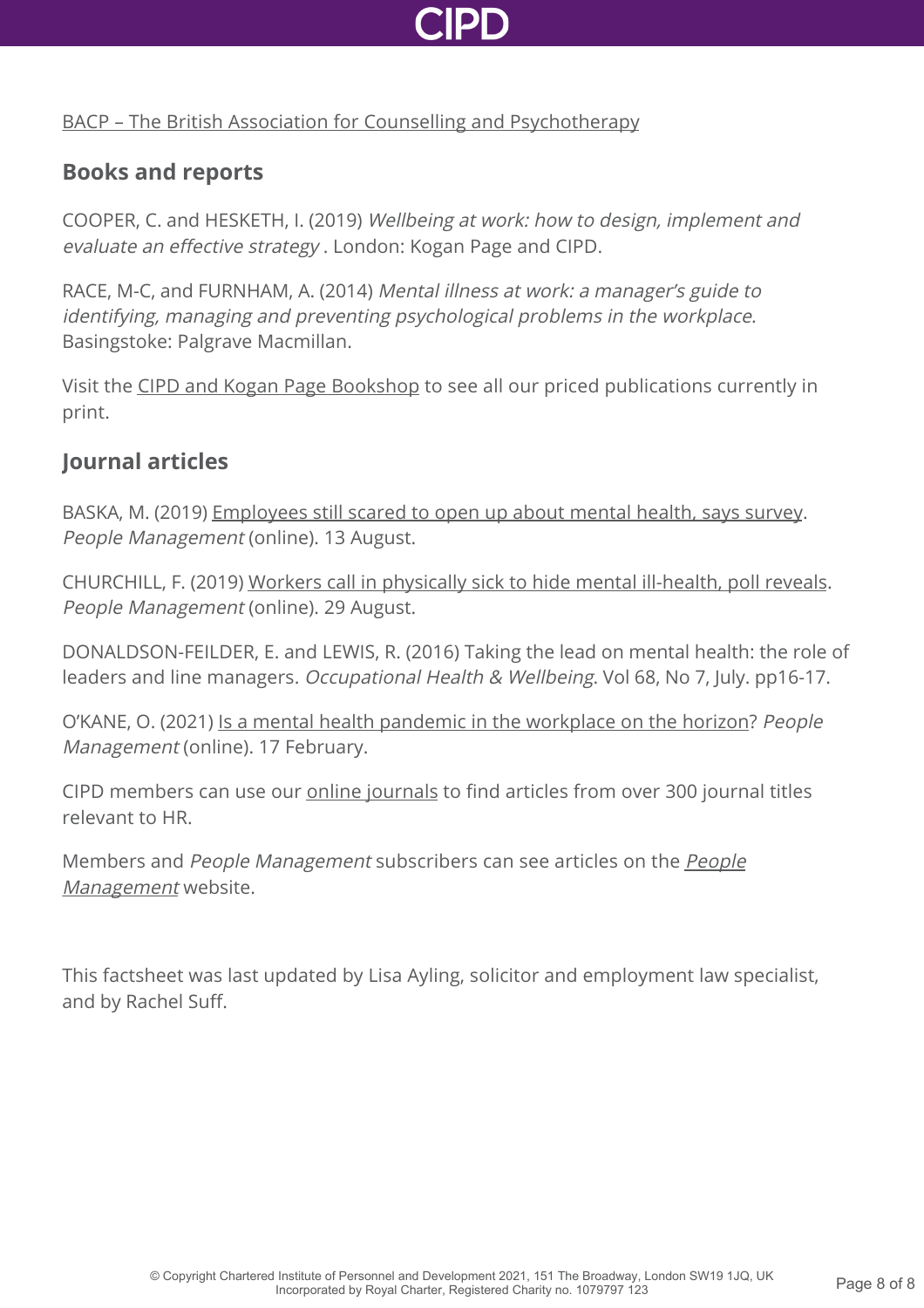BACP – The British Association for Counselling and Psychotherapy

## Books and reports

COOPER, C. and HESKETH, I. (2019) *Wellbeing at work: how to design, implement and evaluate an effective strategy* . London: Kogan Page and CIPD.

RACE, M-C, and FURNHAM, A. (2014) *Mental illness at work: a manager's guide to identifying, managing and preventing psychological problems in the workplace*. Basingstoke: Palgrave Macmillan.

Visit the CIPD and Kogan Page Bookshop to see all our priced publications currently in print.

## Journal articles

BASKA, M. (2019) Employees still scared to open up about mental health, says survey. *People Management* (online). 13 August.

CHURCHILL, F. (2019) Workers call in physically sick to hide mental ill-health, poll reveals. *People Management* (online). 29 August.

DONALDSON-FEILDER, E. and LEWIS, R. (2016) Taking the lead on mental health: the role of leaders and line managers. *Occupational Health & Wellbeing*. Vol 68, No 7, July. pp16-17.

O'KANE, O. (2021) Is a mental health pandemic in the workplace on the horizon? *People Management* (online). 17 February.

CIPD members can use our online journals to find articles from over 300 journal titles relevant to HR.

Members and *People Management* subscribers can see articles on the *People Management* website.

This factsheet was last updated by Lisa Ayling, solicitor and employment law specialist, and by Rachel Suff.